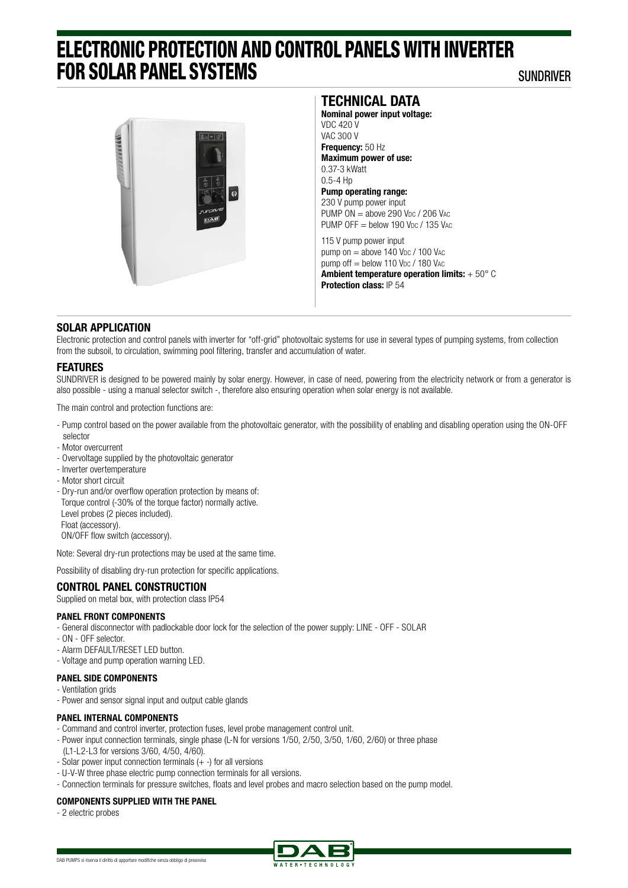# ELECTRONIC PROTECTION AND CONTROL PANELS WITH INVERTER FOR SOLAR PANEL SYSTEMS

SUNDRIVER

## TECHNICAL DATA

**Nominal power input voltage:**
VDC 420 V
VAC 300 V
**Frequency:** 50 Hz
**Maximum power of use:**
0.37-3 kWatt
0.5-4 Hp
**Pump operating range:**
230 V pump power input
PUMP ON = above 290 $V_{DC}$ / 206 $V_{AC}$
PUMP OFF = below 190 $V_{DC}$ / 135 $V_{AC}$

115 V pump power input
pump on = above 140 $V_{DC}$ / 100 $V_{AC}$
pump off = below 110 $V_{DC}$ / 180 $V_{AC}$
**Ambient temperature operation limits:** + 50° C
**Protection class:** IP 54

## SOLAR APPLICATION

Electronic protection and control panels with inverter for "off-grid" photovoltaic systems for use in several types of pumping systems, from collection from the subsoil, to circulation, swimming pool filtering, transfer and accumulation of water.

## FEATURES

SUNDRIVER is designed to be powered mainly by solar energy. However, in case of need, powering from the electricity network or from a generator is also possible - using a manual selector switch -, therefore also ensuring operation when solar energy is not available.

The main control and protection functions are:

- Pump control based on the power available from the photovoltaic generator, with the possibility of enabling and disabling operation using the ON-OFF selector
- Motor overcurrent
- Overvoltage supplied by the photovoltaic generator
- Inverter overtemperature
- Motor short circuit
- Dry-run and/or overflow operation protection by means of:
  Torque control (-30% of the torque factor) normally active.
  Level probes (2 pieces included).
  Float (accessory).
  ON/OFF flow switch (accessory).

Note: Several dry-run protections may be used at the same time.

Possibility of disabling dry-run protection for specific applications.

## CONTROL PANEL CONSTRUCTION

Supplied on metal box, with protection class IP54

### PANEL FRONT COMPONENTS

- General disconnector with padlockable door lock for the selection of the power supply: LINE - OFF - SOLAR
- ON - OFF selector.
- Alarm DEFAULT/RESET LED button.
- Voltage and pump operation warning LED.

### PANEL SIDE COMPONENTS

- Ventilation grids
- Power and sensor signal input and output cable glands

### PANEL INTERNAL COMPONENTS

- Command and control inverter, protection fuses, level probe management control unit.
- Power input connection terminals, single phase (L-N for versions 1/50, 2/50, 3/50, 1/60, 2/60) or three phase (L1-L2-L3 for versions 3/60, 4/50, 4/60).
- Solar power input connection terminals (+ -) for all versions
- U-V-W three phase electric pump connection terminals for all versions.
- Connection terminals for pressure switches, floats and level probes and macro selection based on the pump model.

### COMPONENTS SUPPLIED WITH THE PANEL

- 2 electric probes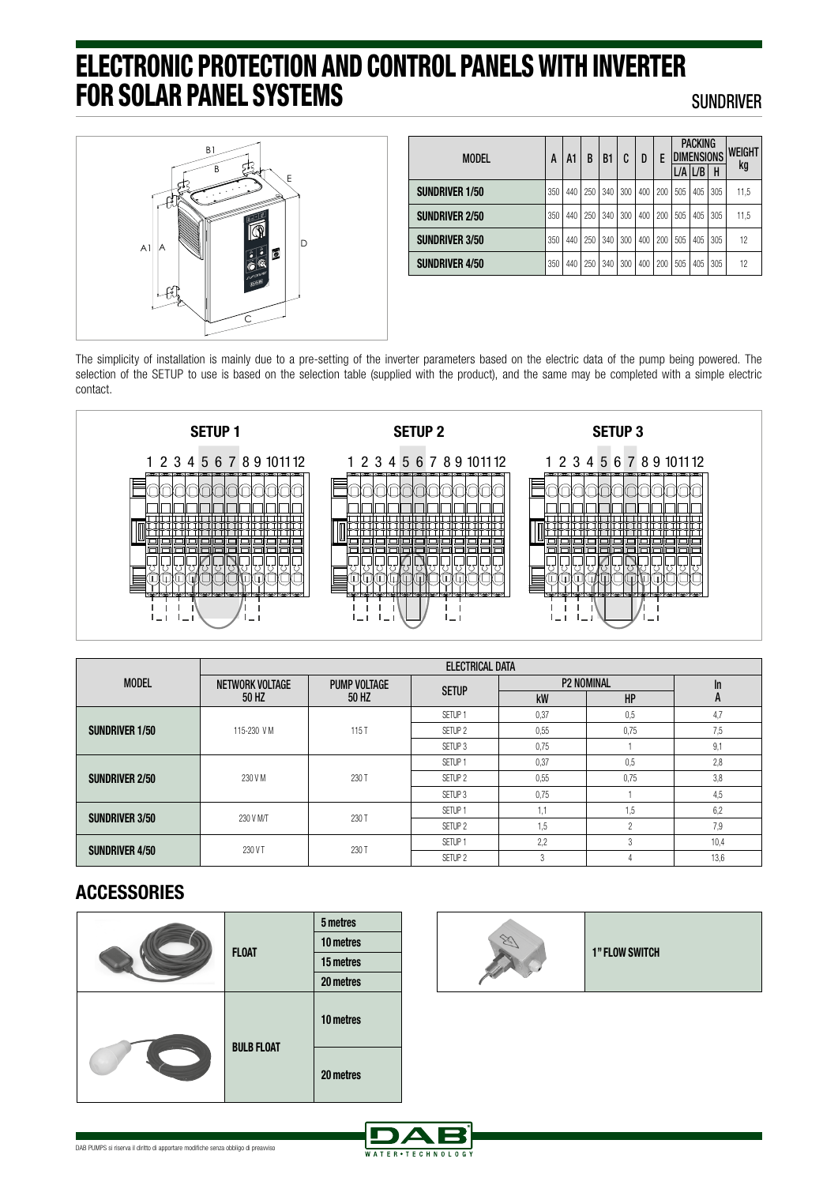# ELECTRONIC PROTECTION AND CONTROL PANELS WITH INVERTER FOR SOLAR PANEL SYSTEMS

SUNDRIVER

| MODEL | A | A1 | B | B1 | C | D | E | PACKING DIMENSIONS | | | WEIGHT kg |
|---|---|---|---|---|---|---|---|---|---|---|---|
| | | | | | | | | L/A | L/B | H | |
| SUNDRIVER 1/50 | 350 | 440 | 250 | 340 | 300 | 400 | 200 | 505 | 405 | 305 | 11,5 |
| SUNDRIVER 2/50 | 350 | 440 | 250 | 340 | 300 | 400 | 200 | 505 | 405 | 305 | 11,5 |
| SUNDRIVER 3/50 | 350 | 440 | 250 | 340 | 300 | 400 | 200 | 505 | 405 | 305 | 12 |
| SUNDRIVER 4/50 | 350 | 440 | 250 | 340 | 300 | 400 | 200 | 505 | 405 | 305 | 12 |

The simplicity of installation is mainly due to a pre-setting of the inverter parameters based on the electric data of the pump being powered. The selection of the SETUP to use is based on the selection table (supplied with the product), and the same may be completed with a simple electric contact.

SETUP 1

1 2 3 4 5 6 7 8 9 10 11 12

SETUP 2

1 2 3 4 5 6 7 8 9 10 11 12

SETUP 3

1 2 3 4 5 6 7 8 9 10 11 12

| MODEL | ELECTRICAL DATA | | | | | |
|---|---|---|---|---|---|---|
| | NETWORK VOLTAGE 50 HZ | PUMP VOLTAGE 50 HZ | SETUP | P2 NOMINAL | | In A |
| | | | | kW | HP | |
| SUNDRIVER 1/50 | 115-230 V M | 115 T | SETUP 1 | 0,37 | 0,5 | 4,7 |
| | | | SETUP 2 | 0,55 | 0,75 | 7,5 |
| | | | SETUP 3 | 0,75 | 1 | 9,1 |
| SUNDRIVER 2/50 | 230 V M | 230 T | SETUP 1 | 0,37 | 0,5 | 2,8 |
| | | | SETUP 2 | 0,55 | 0,75 | 3,8 |
| | | | SETUP 3 | 0,75 | 1 | 4,5 |
| SUNDRIVER 3/50 | 230 V M/T | 230 T | SETUP 1 | 1,1 | 1,5 | 6,2 |
| | | | SETUP 2 | 1,5 | 2 | 7,9 |
| SUNDRIVER 4/50 | 230 V T | 230 T | SETUP 1 | 2,2 | 3 | 10,4 |
| | | | SETUP 2 | 3 | 4 | 13,6 |

## ACCESSORIES

| | | |
|---|---|---|
| FLOAT | 5 metres | |
| | 10 metres | |
| | 15 metres | |
| | 20 metres | |
| BULB FLOAT | 10 metres | |
| | 20 metres | |

1" FLOW SWITCH

DAB PUMPS si riserva il diritto di apportare modifiche senza obbligo di preavviso